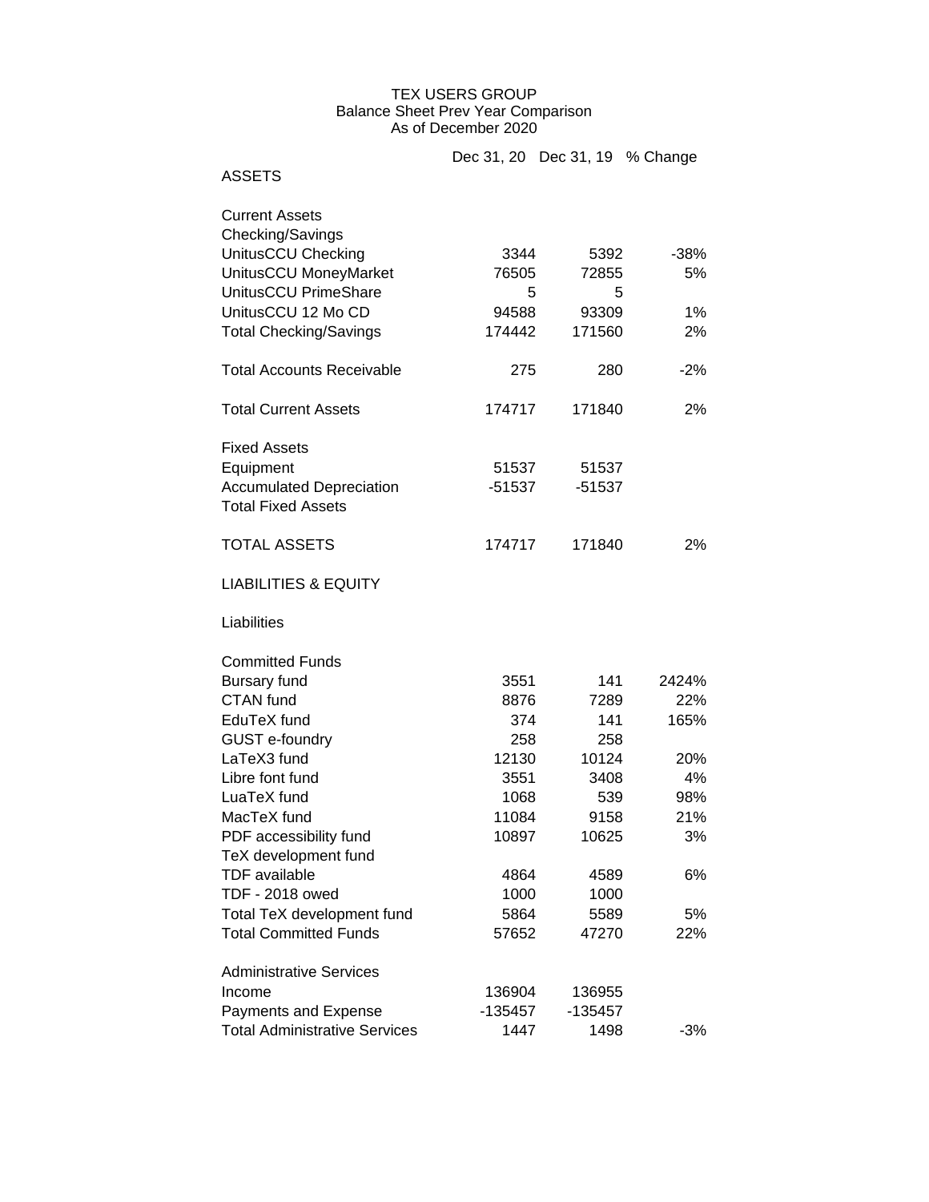TEX USERS GROUP
Balance Sheet Prev Year Comparison
As of December 2020

| | Dec 31, 20 | Dec 31, 19 | % Change |
|---|---|---|---|
| ASSETS | | | |
| | | | |
| Current Assets | | | |
| Checking/Savings | | | |
| UnitusCCU Checking | 3344 | 5392 | -38% |
| UnitusCCU MoneyMarket | 76505 | 72855 | 5% |
| UnitusCCU PrimeShare | 5 | 5 | |
| UnitusCCU 12 Mo CD | 94588 | 93309 | 1% |
| Total Checking/Savings | 174442 | 171560 | 2% |
| | | | |
| Total Accounts Receivable | 275 | 280 | -2% |
| | | | |
| Total Current Assets | 174717 | 171840 | 2% |
| | | | |
| Fixed Assets | | | |
| Equipment | 51537 | 51537 | |
| Accumulated Depreciation | -51537 | -51537 | |
| Total Fixed Assets | | | |
| | | | |
| TOTAL ASSETS | 174717 | 171840 | 2% |
| | | | |
| LIABILITIES & EQUITY | | | |
| | | | |
| Liabilities | | | |
| | | | |
| Committed Funds | | | |
| Bursary fund | 3551 | 141 | 2424% |
| CTAN fund | 8876 | 7289 | 22% |
| EduTeX fund | 374 | 141 | 165% |
| GUST e-foundry | 258 | 258 | |
| LaTeX3 fund | 12130 | 10124 | 20% |
| Libre font fund | 3551 | 3408 | 4% |
| LuaTeX fund | 1068 | 539 | 98% |
| MacTeX fund | 11084 | 9158 | 21% |
| PDF accessibility fund | 10897 | 10625 | 3% |
| TeX development fund | | | |
| TDF available | 4864 | 4589 | 6% |
| TDF - 2018 owed | 1000 | 1000 | |
| Total TeX development fund | 5864 | 5589 | 5% |
| Total Committed Funds | 57652 | 47270 | 22% |
| | | | |
| Administrative Services | | | |
| Income | 136904 | 136955 | |
| Payments and Expense | -135457 | -135457 | |
| Total Administrative Services | 1447 | 1498 | -3% |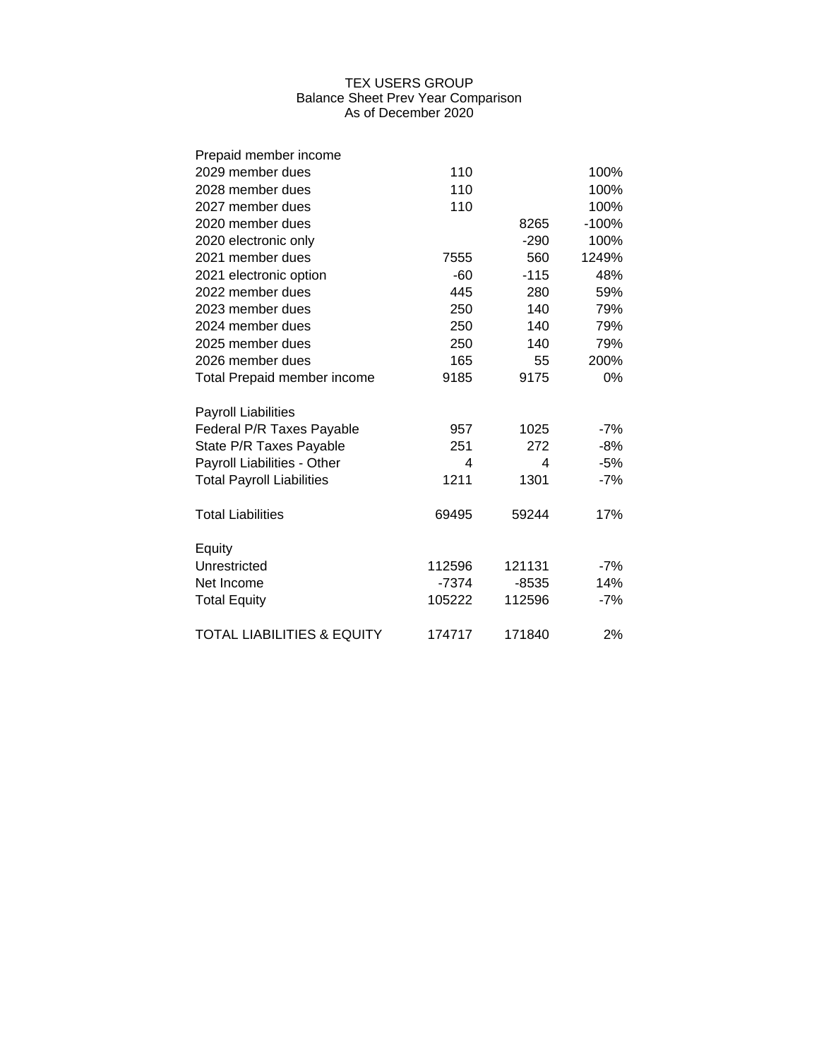TEX USERS GROUP
Balance Sheet Prev Year Comparison
As of December 2020

| | | | |
|---|---|---|---|
| Prepaid member income | | | |
| 2029 member dues | 110 | | 100% |
| 2028 member dues | 110 | | 100% |
| 2027 member dues | 110 | | 100% |
| 2020 member dues | | 8265 | -100% |
| 2020 electronic only | | -290 | 100% |
| 2021 member dues | 7555 | 560 | 1249% |
| 2021 electronic option | -60 | -115 | 48% |
| 2022 member dues | 445 | 280 | 59% |
| 2023 member dues | 250 | 140 | 79% |
| 2024 member dues | 250 | 140 | 79% |
| 2025 member dues | 250 | 140 | 79% |
| 2026 member dues | 165 | 55 | 200% |
| Total Prepaid member income | 9185 | 9175 | 0% |
| | | | |
| Payroll Liabilities | | | |
| Federal P/R Taxes Payable | 957 | 1025 | -7% |
| State P/R Taxes Payable | 251 | 272 | -8% |
| Payroll Liabilities - Other | 4 | 4 | -5% |
| Total Payroll Liabilities | 1211 | 1301 | -7% |
| | | | |
| Total Liabilities | 69495 | 59244 | 17% |
| | | | |
| Equity | | | |
| Unrestricted | 112596 | 121131 | -7% |
| Net Income | -7374 | -8535 | 14% |
| Total Equity | 105222 | 112596 | -7% |
| | | | |
| TOTAL LIABILITIES & EQUITY | 174717 | 171840 | 2% |